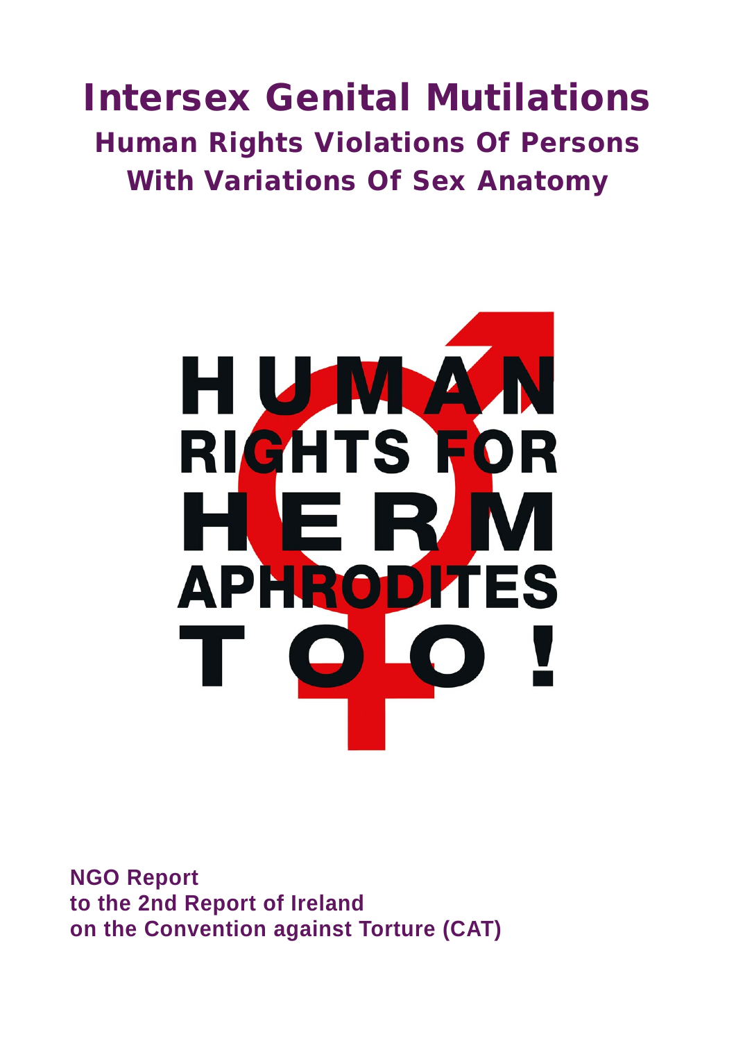# Intersex Genital Mutilations

## Human Rights Violations Of Persons With Variations Of Sex Anatomy

HUMAN RIGHTS FOR HERMAPHRODITES TOO!

**NGO Report**
**to the 2nd Report of Ireland**
**on the Convention against Torture (CAT)**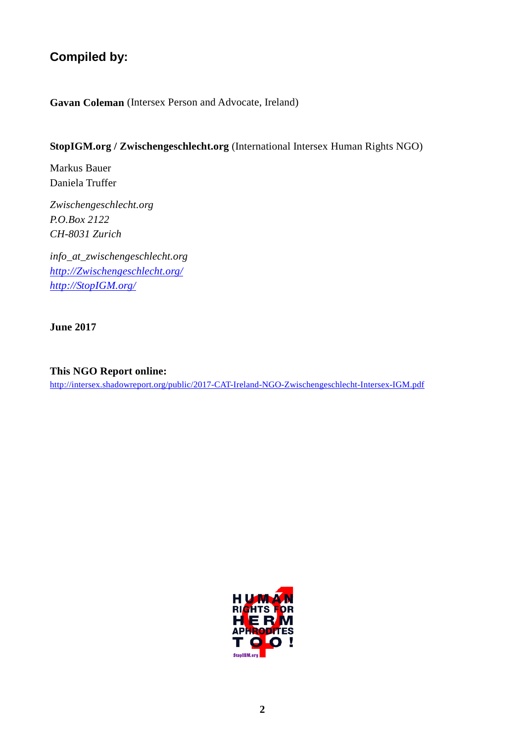## Compiled by:

**Gavan Coleman** (Intersex Person and Advocate, Ireland)

**StopIGM.org / Zwischengeschlecht.org** (International Intersex Human Rights NGO)

Markus Bauer
Daniela Truffer

*Zwischengeschlecht.org*
*P.O.Box 2122*
*CH-8031 Zurich*

*info_at_zwischengeschlecht.org*
*http://Zwischengeschlecht.org/*
*http://StopIGM.org/*

**June 2017**

**This NGO Report online:**
http://intersex.shadowreport.org/public/2017-CAT-Ireland-NGO-Zwischengeschlecht-Intersex-IGM.pdf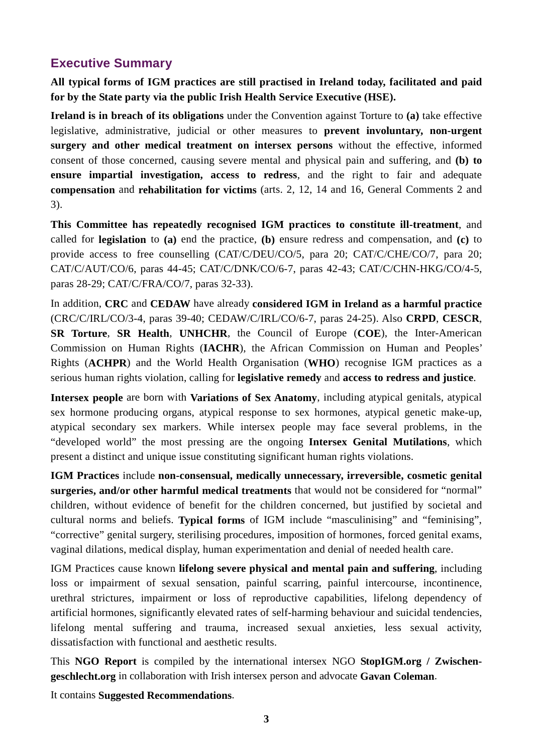## Executive Summary

**All typical forms of IGM practices are still practised in Ireland today, facilitated and paid for by the State party via the public Irish Health Service Executive (HSE).**

**Ireland is in breach of its obligations** under the Convention against Torture to **(a)** take effective legislative, administrative, judicial or other measures to **prevent involuntary, non-urgent surgery and other medical treatment on intersex persons** without the effective, informed consent of those concerned, causing severe mental and physical pain and suffering, and **(b) to ensure impartial investigation, access to redress**, and the right to fair and adequate **compensation** and **rehabilitation for victims** (arts. 2, 12, 14 and 16, General Comments 2 and 3).

**This Committee has repeatedly recognised IGM practices to constitute ill-treatment**, and called for **legislation** to **(a)** end the practice, **(b)** ensure redress and compensation, and **(c)** to provide access to free counselling (CAT/C/DEU/CO/5, para 20; CAT/C/CHE/CO/7, para 20; CAT/C/AUT/CO/6, paras 44-45; CAT/C/DNK/CO/6-7, paras 42-43; CAT/C/CHN-HKG/CO/4-5, paras 28-29; CAT/C/FRA/CO/7, paras 32-33).

In addition, **CRC** and **CEDAW** have already **considered IGM in Ireland as a harmful practice** (CRC/C/IRL/CO/3-4, paras 39-40; CEDAW/C/IRL/CO/6-7, paras 24-25). Also **CRPD**, **CESCR**, **SR Torture**, **SR Health**, **UNHCHR**, the Council of Europe (**COE**), the Inter-American Commission on Human Rights (**IACHR**), the African Commission on Human and Peoples' Rights (**ACHPR**) and the World Health Organisation (**WHO**) recognise IGM practices as a serious human rights violation, calling for **legislative remedy** and **access to redress and justice**.

**Intersex people** are born with **Variations of Sex Anatomy**, including atypical genitals, atypical sex hormone producing organs, atypical response to sex hormones, atypical genetic make-up, atypical secondary sex markers. While intersex people may face several problems, in the "developed world" the most pressing are the ongoing **Intersex Genital Mutilations**, which present a distinct and unique issue constituting significant human rights violations.

**IGM Practices** include **non-consensual, medically unnecessary, irreversible, cosmetic genital surgeries, and/or other harmful medical treatments** that would not be considered for "normal" children, without evidence of benefit for the children concerned, but justified by societal and cultural norms and beliefs. **Typical forms** of IGM include "masculinising" and "feminising", "corrective" genital surgery, sterilising procedures, imposition of hormones, forced genital exams, vaginal dilations, medical display, human experimentation and denial of needed health care.

IGM Practices cause known **lifelong severe physical and mental pain and suffering**, including loss or impairment of sexual sensation, painful scarring, painful intercourse, incontinence, urethral strictures, impairment or loss of reproductive capabilities, lifelong dependency of artificial hormones, significantly elevated rates of self-harming behaviour and suicidal tendencies, lifelong mental suffering and trauma, increased sexual anxieties, less sexual activity, dissatisfaction with functional and aesthetic results.

This **NGO Report** is compiled by the international intersex NGO **StopIGM.org / Zwischengeschlecht.org** in collaboration with Irish intersex person and advocate **Gavan Coleman**.

It contains **Suggested Recommendations**.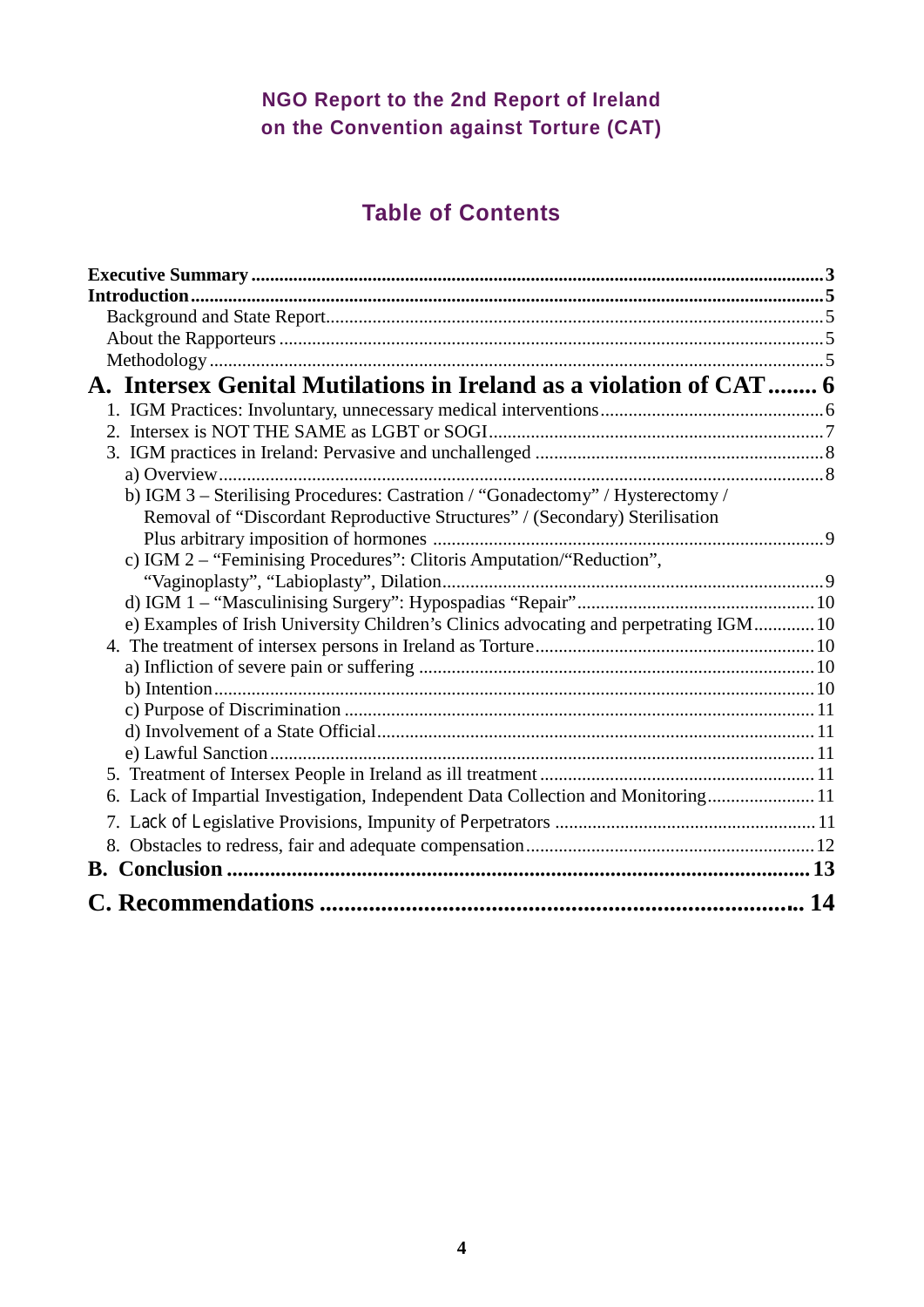**NGO Report to the 2nd Report of Ireland on the Convention against Torture (CAT)**

## Table of Contents

**Executive Summary** .......... **3**
**Introduction** .......... **5**
- Background and State Report .......... 5
- About the Rapporteurs .......... 5
- Methodology .......... 5

**A. Intersex Genital Mutilations in Ireland as a violation of CAT .......... 6**

1. IGM Practices: Involuntary, unnecessary medical interventions .......... 6
2. Intersex is NOT THE SAME as LGBT or SOGI .......... 7
3. IGM practices in Ireland: Pervasive and unchallenged .......... 8
   - a) Overview .......... 8
   - b) IGM 3 – Sterilising Procedures: Castration / "Gonadectomy" / Hysterectomy / Removal of "Discordant Reproductive Structures" / (Secondary) Sterilisation Plus arbitrary imposition of hormones .......... 9
   - c) IGM 2 – "Feminising Procedures": Clitoris Amputation/"Reduction", "Vaginoplasty", "Labioplasty", Dilation .......... 9
   - d) IGM 1 – "Masculinising Surgery": Hypospadias "Repair" .......... 10
   - e) Examples of Irish University Children's Clinics advocating and perpetrating IGM .......... 10
4. The treatment of intersex persons in Ireland as Torture .......... 10
   - a) Infliction of severe pain or suffering .......... 10
   - b) Intention .......... 10
   - c) Purpose of Discrimination .......... 11
   - d) Involvement of a State Official .......... 11
   - e) Lawful Sanction .......... 11
5. Treatment of Intersex People in Ireland as ill treatment .......... 11
6. Lack of Impartial Investigation, Independent Data Collection and Monitoring .......... 11
7. Lack of Legislative Provisions, Impunity of Perpetrators .......... 11
8. Obstacles to redress, fair and adequate compensation .......... 12

**B. Conclusion .......... 13**

**C. Recommendations .......... 14**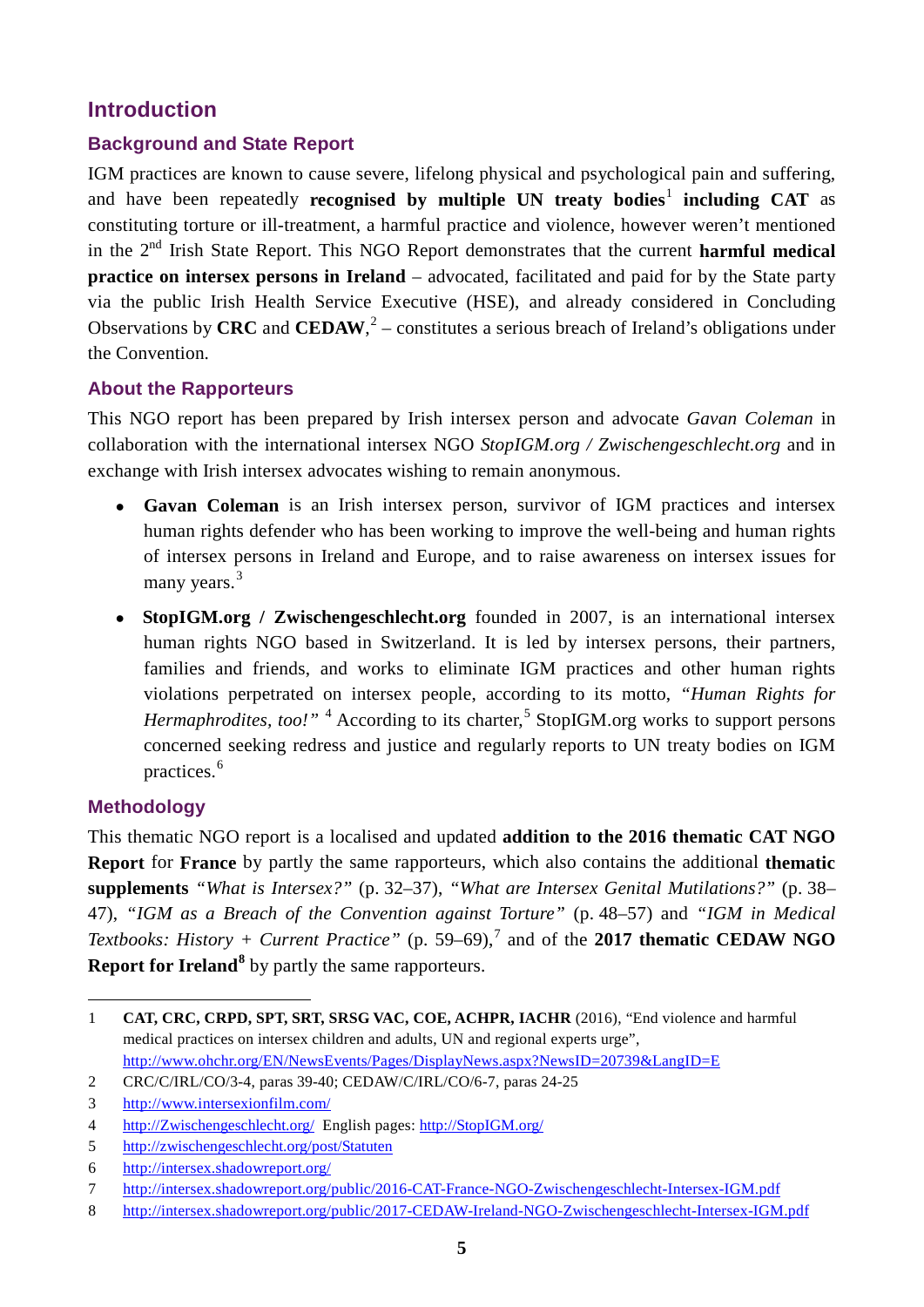# Introduction

## Background and State Report

IGM practices are known to cause severe, lifelong physical and psychological pain and suffering, and have been repeatedly **recognised by multiple UN treaty bodies**[1] **including CAT** as constituting torture or ill-treatment, a harmful practice and violence, however weren't mentioned in the 2nd Irish State Report. This NGO Report demonstrates that the current **harmful medical practice on intersex persons in Ireland** – advocated, facilitated and paid for by the State party via the public Irish Health Service Executive (HSE), and already considered in Concluding Observations by **CRC** and **CEDAW**,[2] – constitutes a serious breach of Ireland's obligations under the Convention.

## About the Rapporteurs

This NGO report has been prepared by Irish intersex person and advocate *Gavan Coleman* in collaboration with the international intersex NGO *StopIGM.org / Zwischengeschlecht.org* and in exchange with Irish intersex advocates wishing to remain anonymous.

- **Gavan Coleman** is an Irish intersex person, survivor of IGM practices and intersex human rights defender who has been working to improve the well-being and human rights of intersex persons in Ireland and Europe, and to raise awareness on intersex issues for many years.[3]
- **StopIGM.org / Zwischengeschlecht.org** founded in 2007, is an international intersex human rights NGO based in Switzerland. It is led by intersex persons, their partners, families and friends, and works to eliminate IGM practices and other human rights violations perpetrated on intersex people, according to its motto, *"Human Rights for Hermaphrodites, too!"* [4] According to its charter,[5] StopIGM.org works to support persons concerned seeking redress and justice and regularly reports to UN treaty bodies on IGM practices.[6]

## Methodology

This thematic NGO report is a localised and updated **addition to the 2016 thematic CAT NGO Report** for **France** by partly the same rapporteurs, which also contains the additional **thematic supplements** *"What is Intersex?"* (p. 32–37), *"What are Intersex Genital Mutilations?"* (p. 38–47), *"IGM as a Breach of the Convention against Torture"* (p. 48–57) and *"IGM in Medical Textbooks: History + Current Practice"* (p. 59–69),[7] and of the **2017 thematic CEDAW NGO Report for Ireland**[8] by partly the same rapporteurs.

---

1 **CAT, CRC, CRPD, SPT, SRT, SRSG VAC, COE, ACHPR, IACHR** (2016), "End violence and harmful medical practices on intersex children and adults, UN and regional experts urge", http://www.ohchr.org/EN/NewsEvents/Pages/DisplayNews.aspx?NewsID=20739&LangID=E

2 CRC/C/IRL/CO/3-4, paras 39-40; CEDAW/C/IRL/CO/6-7, paras 24-25

3 http://www.intersexionfilm.com/

4 http://Zwischengeschlecht.org/ English pages: http://StopIGM.org/

5 http://zwischengeschlecht.org/post/Statuten

6 http://intersex.shadowreport.org/

7 http://intersex.shadowreport.org/public/2016-CAT-France-NGO-Zwischengeschlecht-Intersex-IGM.pdf

8 http://intersex.shadowreport.org/public/2017-CEDAW-Ireland-NGO-Zwischengeschlecht-Intersex-IGM.pdf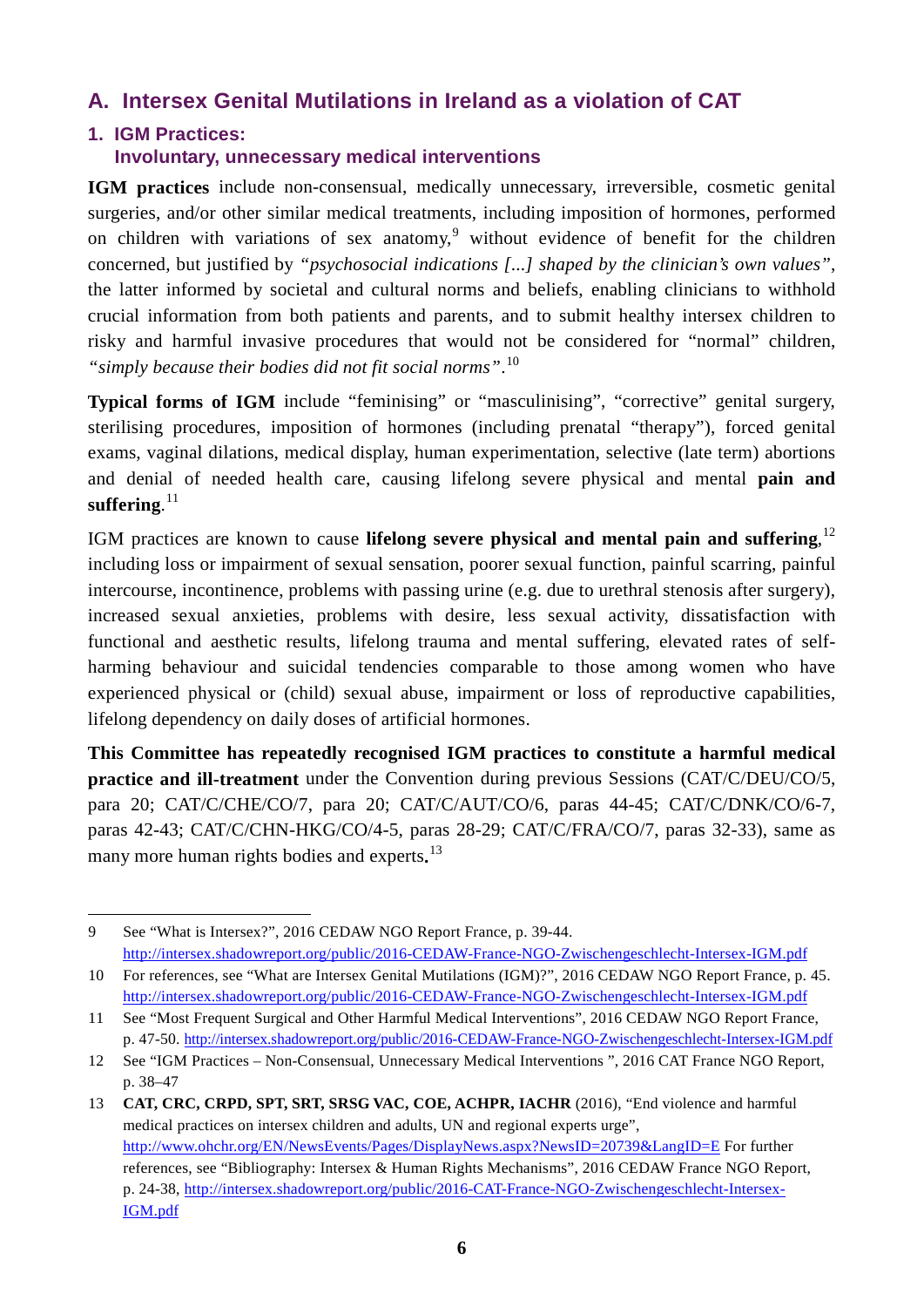## A. Intersex Genital Mutilations in Ireland as a violation of CAT

### 1. IGM Practices: Involuntary, unnecessary medical interventions

**IGM practices** include non-consensual, medically unnecessary, irreversible, cosmetic genital surgeries, and/or other similar medical treatments, including imposition of hormones, performed on children with variations of sex anatomy,[9] without evidence of benefit for the children concerned, but justified by *"psychosocial indications [...] shaped by the clinician's own values"*, the latter informed by societal and cultural norms and beliefs, enabling clinicians to withhold crucial information from both patients and parents, and to submit healthy intersex children to risky and harmful invasive procedures that would not be considered for "normal" children, *"simply because their bodies did not fit social norms"*.[10]

**Typical forms of IGM** include "feminising" or "masculinising", "corrective" genital surgery, sterilising procedures, imposition of hormones (including prenatal "therapy"), forced genital exams, vaginal dilations, medical display, human experimentation, selective (late term) abortions and denial of needed health care, causing lifelong severe physical and mental **pain and suffering**.[11]

IGM practices are known to cause **lifelong severe physical and mental pain and suffering**,[12] including loss or impairment of sexual sensation, poorer sexual function, painful scarring, painful intercourse, incontinence, problems with passing urine (e.g. due to urethral stenosis after surgery), increased sexual anxieties, problems with desire, less sexual activity, dissatisfaction with functional and aesthetic results, lifelong trauma and mental suffering, elevated rates of self-harming behaviour and suicidal tendencies comparable to those among women who have experienced physical or (child) sexual abuse, impairment or loss of reproductive capabilities, lifelong dependency on daily doses of artificial hormones.

**This Committee has repeatedly recognised IGM practices to constitute a harmful medical practice and ill-treatment** under the Convention during previous Sessions (CAT/C/DEU/CO/5, para 20; CAT/C/CHE/CO/7, para 20; CAT/C/AUT/CO/6, paras 44-45; CAT/C/DNK/CO/6-7, paras 42-43; CAT/C/CHN-HKG/CO/4-5, paras 28-29; CAT/C/FRA/CO/7, paras 32-33), same as many more human rights bodies and experts**.**[13]

---

9 See "What is Intersex?", 2016 CEDAW NGO Report France, p. 39-44. http://intersex.shadowreport.org/public/2016-CEDAW-France-NGO-Zwischengeschlecht-Intersex-IGM.pdf

10 For references, see "What are Intersex Genital Mutilations (IGM)?", 2016 CEDAW NGO Report France, p. 45. http://intersex.shadowreport.org/public/2016-CEDAW-France-NGO-Zwischengeschlecht-Intersex-IGM.pdf

11 See "Most Frequent Surgical and Other Harmful Medical Interventions", 2016 CEDAW NGO Report France, p. 47-50. http://intersex.shadowreport.org/public/2016-CEDAW-France-NGO-Zwischengeschlecht-Intersex-IGM.pdf

12 See "IGM Practices – Non-Consensual, Unnecessary Medical Interventions ", 2016 CAT France NGO Report, p. 38–47

13 **CAT, CRC, CRPD, SPT, SRT, SRSG VAC, COE, ACHPR, IACHR** (2016), "End violence and harmful medical practices on intersex children and adults, UN and regional experts urge", http://www.ohchr.org/EN/NewsEvents/Pages/DisplayNews.aspx?NewsID=20739&LangID=E For further references, see "Bibliography: Intersex & Human Rights Mechanisms", 2016 CEDAW France NGO Report, p. 24-38, http://intersex.shadowreport.org/public/2016-CAT-France-NGO-Zwischengeschlecht-Intersex-IGM.pdf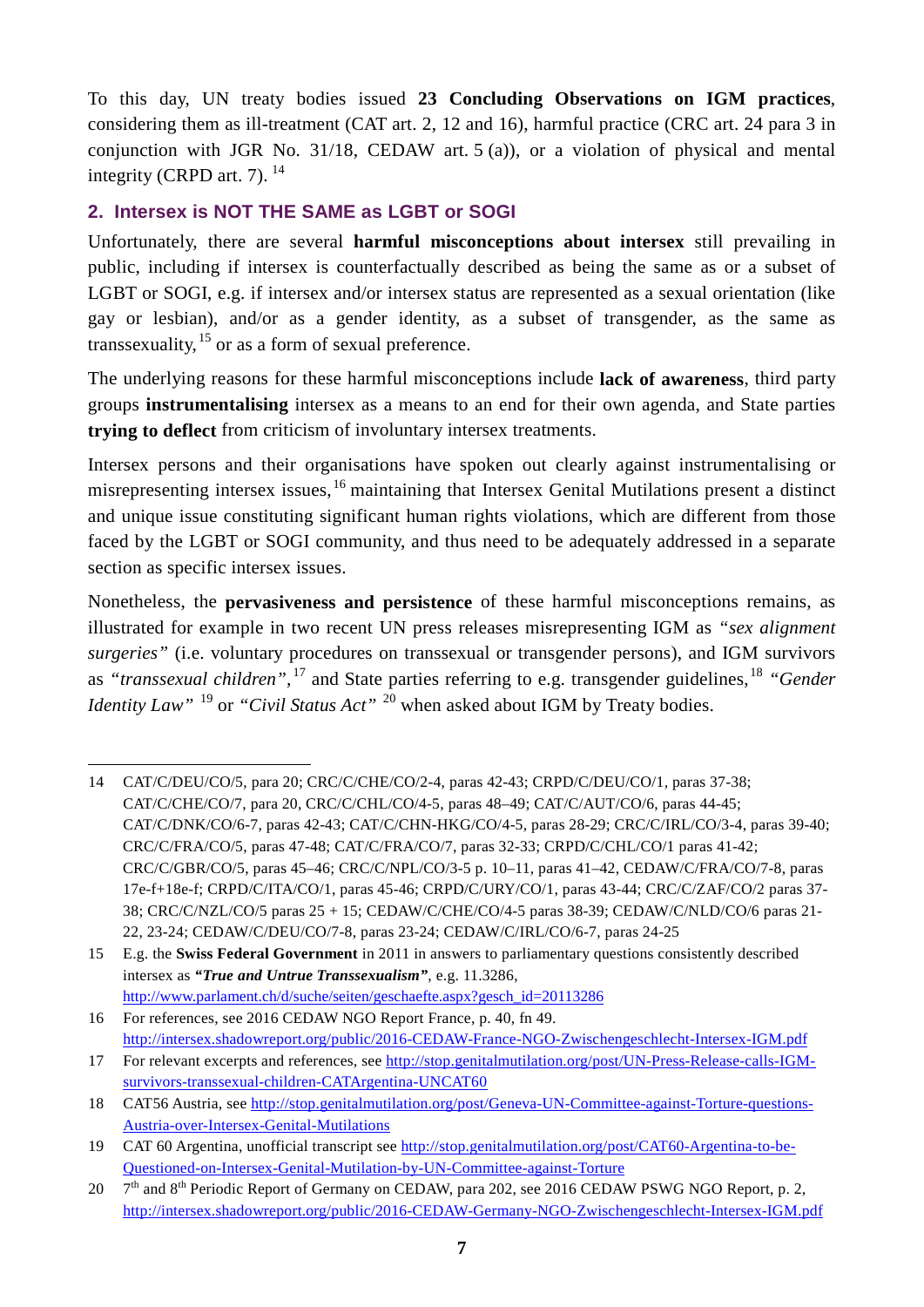To this day, UN treaty bodies issued **23 Concluding Observations on IGM practices**, considering them as ill-treatment (CAT art. 2, 12 and 16), harmful practice (CRC art. 24 para 3 in conjunction with JGR No. 31/18, CEDAW art. 5 (a)), or a violation of physical and mental integrity (CRPD art. 7).[14]

## 2. Intersex is NOT THE SAME as LGBT or SOGI

Unfortunately, there are several **harmful misconceptions about intersex** still prevailing in public, including if intersex is counterfactually described as being the same as or a subset of LGBT or SOGI, e.g. if intersex and/or intersex status are represented as a sexual orientation (like gay or lesbian), and/or as a gender identity, as a subset of transgender, as the same as transsexuality,[15] or as a form of sexual preference.

The underlying reasons for these harmful misconceptions include **lack of awareness**, third party groups **instrumentalising** intersex as a means to an end for their own agenda, and State parties **trying to deflect** from criticism of involuntary intersex treatments.

Intersex persons and their organisations have spoken out clearly against instrumentalising or misrepresenting intersex issues,[16] maintaining that Intersex Genital Mutilations present a distinct and unique issue constituting significant human rights violations, which are different from those faced by the LGBT or SOGI community, and thus need to be adequately addressed in a separate section as specific intersex issues.

Nonetheless, the **pervasiveness and persistence** of these harmful misconceptions remains, as illustrated for example in two recent UN press releases misrepresenting IGM as *"sex alignment surgeries"* (i.e. voluntary procedures on transsexual or transgender persons), and IGM survivors as *"transsexual children"*,[17] and State parties referring to e.g. transgender guidelines,[18] *"Gender Identity Law"* [19] or *"Civil Status Act"* [20] when asked about IGM by Treaty bodies.

---

14 CAT/C/DEU/CO/5, para 20; CRC/C/CHE/CO/2-4, paras 42-43; CRPD/C/DEU/CO/1, paras 37-38; CAT/C/CHE/CO/7, para 20, CRC/C/CHL/CO/4-5, paras 48–49; CAT/C/AUT/CO/6, paras 44-45; CAT/C/DNK/CO/6-7, paras 42-43; CAT/C/CHN-HKG/CO/4-5, paras 28-29; CRC/C/IRL/CO/3-4, paras 39-40; CRC/C/FRA/CO/5, paras 47-48; CAT/C/FRA/CO/7, paras 32-33; CRPD/C/CHL/CO/1 paras 41-42; CRC/C/GBR/CO/5, paras 45–46; CRC/C/NPL/CO/3-5 p. 10–11, paras 41–42, CEDAW/C/FRA/CO/7-8, paras 17e-f+18e-f; CRPD/C/ITA/CO/1, paras 45-46; CRPD/C/URY/CO/1, paras 43-44; CRC/C/ZAF/CO/2 paras 37-38; CRC/C/NZL/CO/5 paras 25 + 15; CEDAW/C/CHE/CO/4-5 paras 38-39; CEDAW/C/NLD/CO/6 paras 21-22, 23-24; CEDAW/C/DEU/CO/7-8, paras 23-24; CEDAW/C/IRL/CO/6-7, paras 24-25

15 E.g. the **Swiss Federal Government** in 2011 in answers to parliamentary questions consistently described intersex as ***"True and Untrue Transsexualism"***, e.g. 11.3286, http://www.parlament.ch/d/suche/seiten/geschaefte.aspx?gesch_id=20113286

16 For references, see 2016 CEDAW NGO Report France, p. 40, fn 49. http://intersex.shadowreport.org/public/2016-CEDAW-France-NGO-Zwischengeschlecht-Intersex-IGM.pdf

17 For relevant excerpts and references, see http://stop.genitalmutilation.org/post/UN-Press-Release-calls-IGM-survivors-transsexual-children-CATArgentina-UNCAT60

18 CAT56 Austria, see http://stop.genitalmutilation.org/post/Geneva-UN-Committee-against-Torture-questions-Austria-over-Intersex-Genital-Mutilations

19 CAT 60 Argentina, unofficial transcript see http://stop.genitalmutilation.org/post/CAT60-Argentina-to-be-Questioned-on-Intersex-Genital-Mutilation-by-UN-Committee-against-Torture

20 7th and 8th Periodic Report of Germany on CEDAW, para 202, see 2016 CEDAW PSWG NGO Report, p. 2, http://intersex.shadowreport.org/public/2016-CEDAW-Germany-NGO-Zwischengeschlecht-Intersex-IGM.pdf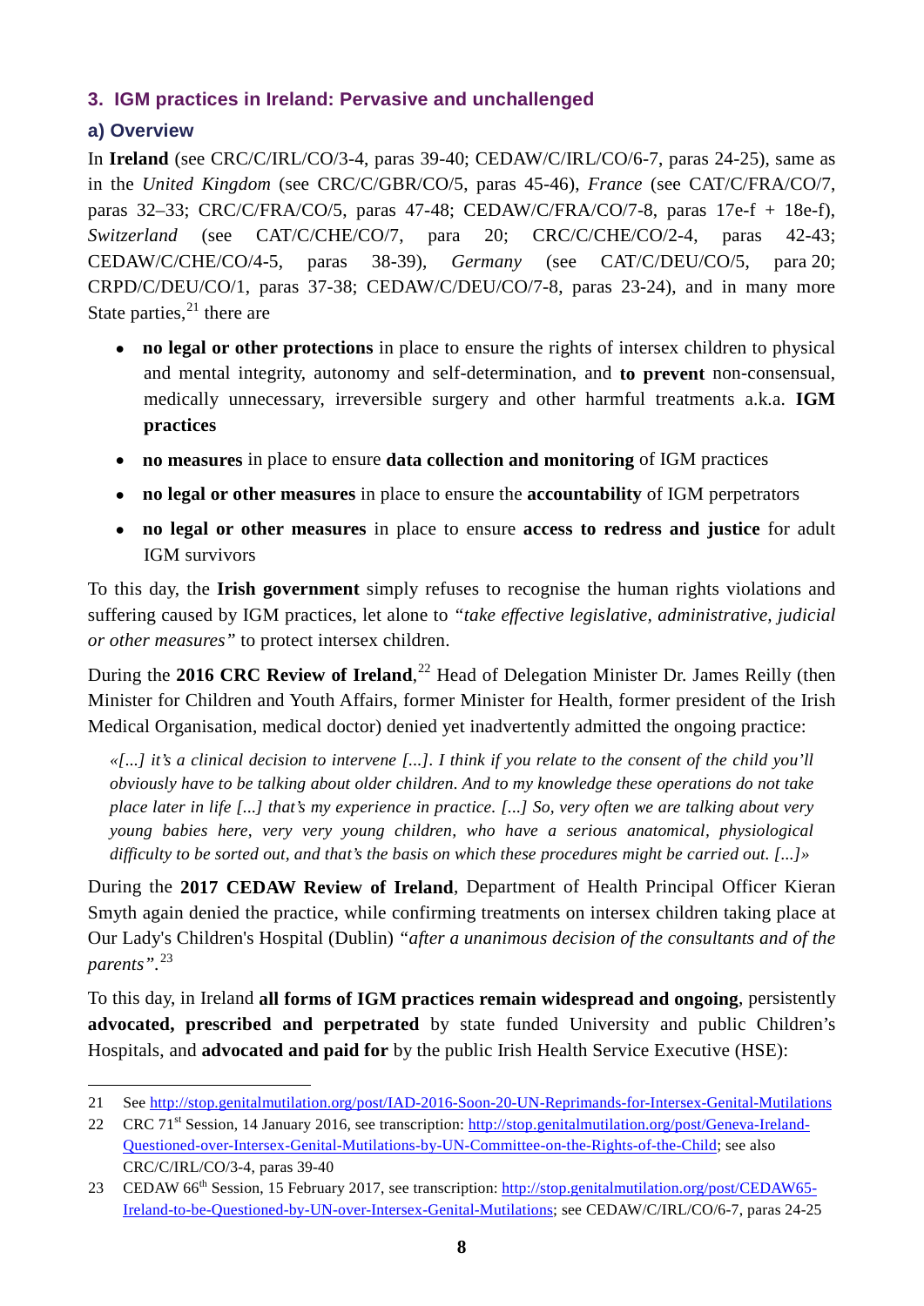## 3. IGM practices in Ireland: Pervasive and unchallenged

### a) Overview

In **Ireland** (see CRC/C/IRL/CO/3-4, paras 39-40; CEDAW/C/IRL/CO/6-7, paras 24-25), same as in the *United Kingdom* (see CRC/C/GBR/CO/5, paras 45-46), *France* (see CAT/C/FRA/CO/7, paras 32–33; CRC/C/FRA/CO/5, paras 47-48; CEDAW/C/FRA/CO/7-8, paras 17e-f + 18e-f), *Switzerland* (see CAT/C/CHE/CO/7, para 20; CRC/C/CHE/CO/2-4, paras 42-43; CEDAW/C/CHE/CO/4-5, paras 38-39), *Germany* (see CAT/C/DEU/CO/5, para 20; CRPD/C/DEU/CO/1, paras 37-38; CEDAW/C/DEU/CO/7-8, paras 23-24), and in many more State parties,[21] there are

- **no legal or other protections** in place to ensure the rights of intersex children to physical and mental integrity, autonomy and self-determination, and **to prevent** non-consensual, medically unnecessary, irreversible surgery and other harmful treatments a.k.a. **IGM practices**
- **no measures** in place to ensure **data collection and monitoring** of IGM practices
- **no legal or other measures** in place to ensure the **accountability** of IGM perpetrators
- **no legal or other measures** in place to ensure **access to redress and justice** for adult IGM survivors

To this day, the **Irish government** simply refuses to recognise the human rights violations and suffering caused by IGM practices, let alone to *"take effective legislative, administrative, judicial or other measures"* to protect intersex children.

During the **2016 CRC Review of Ireland**,[22] Head of Delegation Minister Dr. James Reilly (then Minister for Children and Youth Affairs, former Minister for Health, former president of the Irish Medical Organisation, medical doctor) denied yet inadvertently admitted the ongoing practice:

> *«[...] it's a clinical decision to intervene [...]. I think if you relate to the consent of the child you'll obviously have to be talking about older children. And to my knowledge these operations do not take place later in life [...] that's my experience in practice. [...] So, very often we are talking about very young babies here, very very young children, who have a serious anatomical, physiological difficulty to be sorted out, and that's the basis on which these procedures might be carried out. [...]»*

During the **2017 CEDAW Review of Ireland**, Department of Health Principal Officer Kieran Smyth again denied the practice, while confirming treatments on intersex children taking place at Our Lady's Children's Hospital (Dublin) *"after a unanimous decision of the consultants and of the parents"*.[23]

To this day, in Ireland **all forms of IGM practices remain widespread and ongoing**, persistently **advocated, prescribed and perpetrated** by state funded University and public Children's Hospitals, and **advocated and paid for** by the public Irish Health Service Executive (HSE):

---

21 See http://stop.genitalmutilation.org/post/IAD-2016-Soon-20-UN-Reprimands-for-Intersex-Genital-Mutilations

22 CRC 71st Session, 14 January 2016, see transcription: http://stop.genitalmutilation.org/post/Geneva-Ireland-Questioned-over-Intersex-Genital-Mutilations-by-UN-Committee-on-the-Rights-of-the-Child; see also CRC/C/IRL/CO/3-4, paras 39-40

23 CEDAW 66th Session, 15 February 2017, see transcription: http://stop.genitalmutilation.org/post/CEDAW65-Ireland-to-be-Questioned-by-UN-over-Intersex-Genital-Mutilations; see CEDAW/C/IRL/CO/6-7, paras 24-25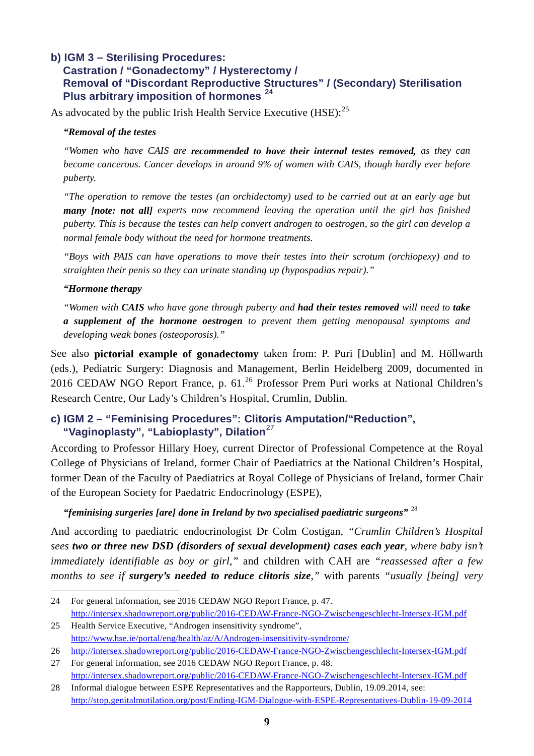### b) IGM 3 – Sterilising Procedures: Castration / "Gonadectomy" / Hysterectomy / Removal of "Discordant Reproductive Structures" / (Secondary) Sterilisation Plus arbitrary imposition of hormones [24]

As advocated by the public Irish Health Service Executive (HSE):[25]

> ***"Removal of the testes***
>
> *"Women who have CAIS are* ***recommended to have their internal testes removed,*** *as they can become cancerous. Cancer develops in around 9% of women with CAIS, though hardly ever before puberty.*
>
> *"The operation to remove the testes (an orchidectomy) used to be carried out at an early age but* ***many [note: not all]*** *experts now recommend leaving the operation until the girl has finished puberty. This is because the testes can help convert androgen to oestrogen, so the girl can develop a normal female body without the need for hormone treatments.*
>
> *"Boys with PAIS can have operations to move their testes into their scrotum (orchiopexy) and to straighten their penis so they can urinate standing up (hypospadias repair)."*
>
> ***"Hormone therapy***
>
> *"Women with* ***CAIS*** *who have gone through puberty and* ***had their testes removed*** *will need to* ***take a supplement of the hormone oestrogen*** *to prevent them getting menopausal symptoms and developing weak bones (osteoporosis)."*

See also **pictorial example of gonadectomy** taken from: P. Puri [Dublin] and M. Höllwarth (eds.), Pediatric Surgery: Diagnosis and Management, Berlin Heidelberg 2009, documented in 2016 CEDAW NGO Report France, p. 61.[26] Professor Prem Puri works at National Children's Research Centre, Our Lady's Children's Hospital, Crumlin, Dublin.

### c) IGM 2 – "Feminising Procedures": Clitoris Amputation/"Reduction", "Vaginoplasty", "Labioplasty", Dilation[27]

According to Professor Hillary Hoey, current Director of Professional Competence at the Royal College of Physicians of Ireland, former Chair of Paediatrics at the National Children's Hospital, former Dean of the Faculty of Paediatrics at Royal College of Physicians of Ireland, former Chair of the European Society for Paedatric Endocrinology (ESPE),

> ***"feminising surgeries [are] done in Ireland by two specialised paediatric surgeons"*** [28]

And according to paediatric endocrinologist Dr Colm Costigan, *"Crumlin Children's Hospital sees* ***two or three new DSD (disorders of sexual development) cases each year****, where baby isn't immediately identifiable as boy or girl,"* and children with CAH are *"reassessed after a few months to see if* ***surgery's needed to reduce clitoris size****,"* with parents *"usually [being] very*

---

24 For general information, see 2016 CEDAW NGO Report France, p. 47. http://intersex.shadowreport.org/public/2016-CEDAW-France-NGO-Zwischengeschlecht-Intersex-IGM.pdf

25 Health Service Executive, "Androgen insensitivity syndrome", http://www.hse.ie/portal/eng/health/az/A/Androgen-insensitivity-syndrome/

26 http://intersex.shadowreport.org/public/2016-CEDAW-France-NGO-Zwischengeschlecht-Intersex-IGM.pdf

27 For general information, see 2016 CEDAW NGO Report France, p. 48. http://intersex.shadowreport.org/public/2016-CEDAW-France-NGO-Zwischengeschlecht-Intersex-IGM.pdf

28 Informal dialogue between ESPE Representatives and the Rapporteurs, Dublin, 19.09.2014, see: http://stop.genitalmutilation.org/post/Ending-IGM-Dialogue-with-ESPE-Representatives-Dublin-19-09-2014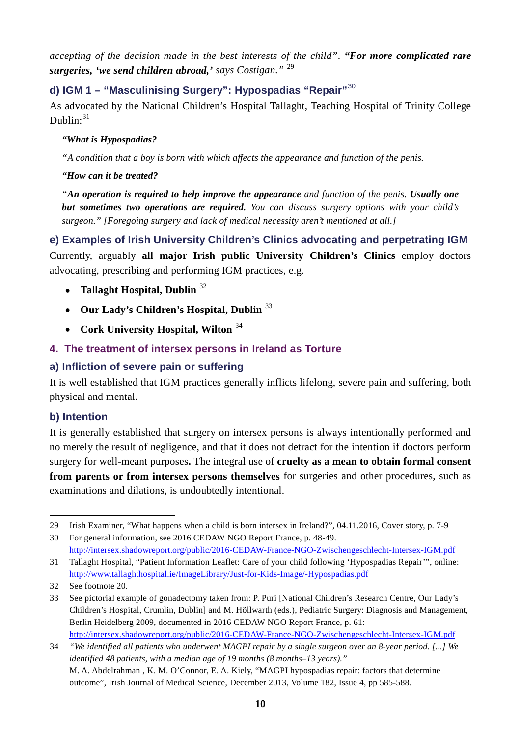*accepting of the decision made in the best interests of the child". **"For more complicated rare surgeries, 'we send children abroad,'** says Costigan."* [29]

### d) IGM 1 – "Masculinising Surgery": Hypospadias "Repair"[30]

As advocated by the National Children's Hospital Tallaght, Teaching Hospital of Trinity College Dublin:[31]

> ***"What is Hypospadias?***
>
> *"A condition that a boy is born with which affects the appearance and function of the penis.*
>
> ***"How can it be treated?***
>
> *"**An operation is required to help improve the appearance** and function of the penis. **Usually one but sometimes two operations are required.** You can discuss surgery options with your child's surgeon." [Foregoing surgery and lack of medical necessity aren't mentioned at all.]*

### e) Examples of Irish University Children's Clinics advocating and perpetrating IGM

Currently, arguably **all major Irish public University Children's Clinics** employ doctors advocating, prescribing and performing IGM practices, e.g.

- **Tallaght Hospital, Dublin** [32]
- **Our Lady's Children's Hospital, Dublin** [33]
- **Cork University Hospital, Wilton** [34]

## 4. The treatment of intersex persons in Ireland as Torture

### a) Infliction of severe pain or suffering

It is well established that IGM practices generally inflicts lifelong, severe pain and suffering, both physical and mental.

### b) Intention

It is generally established that surgery on intersex persons is always intentionally performed and no merely the result of negligence, and that it does not detract for the intention if doctors perform surgery for well-meant purposes**.** The integral use of **cruelty as a mean to obtain formal consent from parents or from intersex persons themselves** for surgeries and other procedures, such as examinations and dilations, is undoubtedly intentional.

---

29 Irish Examiner, "What happens when a child is born intersex in Ireland?", 04.11.2016, Cover story, p. 7-9

30 For general information, see 2016 CEDAW NGO Report France, p. 48-49. http://intersex.shadowreport.org/public/2016-CEDAW-France-NGO-Zwischengeschlecht-Intersex-IGM.pdf

31 Tallaght Hospital, "Patient Information Leaflet: Care of your child following 'Hypospadias Repair'", online: http://www.tallaghthospital.ie/ImageLibrary/Just-for-Kids-Image/-Hypospadias.pdf

32 See footnote 20.

33 See pictorial example of gonadectomy taken from: P. Puri [National Children's Research Centre, Our Lady's Children's Hospital, Crumlin, Dublin] and M. Höllwarth (eds.), Pediatric Surgery: Diagnosis and Management, Berlin Heidelberg 2009, documented in 2016 CEDAW NGO Report France, p. 61: http://intersex.shadowreport.org/public/2016-CEDAW-France-NGO-Zwischengeschlecht-Intersex-IGM.pdf

34 *"We identified all patients who underwent MAGPI repair by a single surgeon over an 8-year period. [...] We identified 48 patients, with a median age of 19 months (8 months–13 years)."* M. A. Abdelrahman , K. M. O'Connor, E. A. Kiely, "MAGPI hypospadias repair: factors that determine outcome", Irish Journal of Medical Science, December 2013, Volume 182, Issue 4, pp 585-588.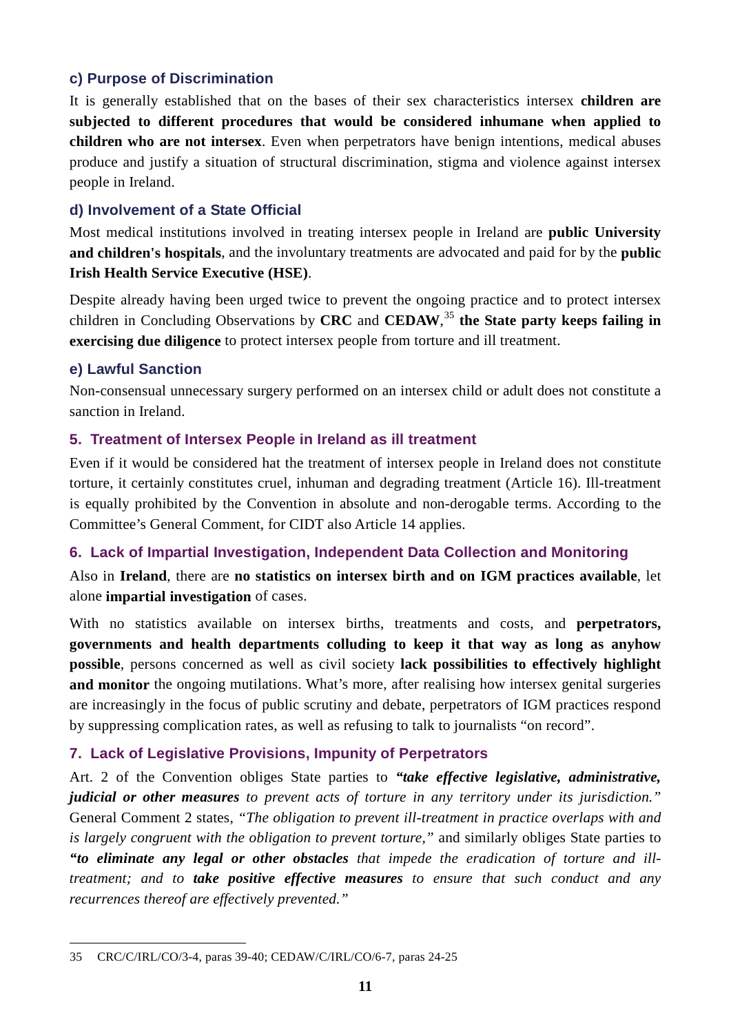### c) Purpose of Discrimination

It is generally established that on the bases of their sex characteristics intersex **children are subjected to different procedures that would be considered inhumane when applied to children who are not intersex**. Even when perpetrators have benign intentions, medical abuses produce and justify a situation of structural discrimination, stigma and violence against intersex people in Ireland.

### d) Involvement of a State Official

Most medical institutions involved in treating intersex people in Ireland are **public University and children's hospitals**, and the involuntary treatments are advocated and paid for by the **public Irish Health Service Executive (HSE)**.

Despite already having been urged twice to prevent the ongoing practice and to protect intersex children in Concluding Observations by **CRC** and **CEDAW**,[35] **the State party keeps failing in exercising due diligence** to protect intersex people from torture and ill treatment.

### e) Lawful Sanction

Non-consensual unnecessary surgery performed on an intersex child or adult does not constitute a sanction in Ireland.

## 5. Treatment of Intersex People in Ireland as ill treatment

Even if it would be considered hat the treatment of intersex people in Ireland does not constitute torture, it certainly constitutes cruel, inhuman and degrading treatment (Article 16). Ill-treatment is equally prohibited by the Convention in absolute and non-derogable terms. According to the Committee's General Comment, for CIDT also Article 14 applies.

## 6. Lack of Impartial Investigation, Independent Data Collection and Monitoring

Also in **Ireland**, there are **no statistics on intersex birth and on IGM practices available**, let alone **impartial investigation** of cases.

With no statistics available on intersex births, treatments and costs, and **perpetrators, governments and health departments colluding to keep it that way as long as anyhow possible**, persons concerned as well as civil society **lack possibilities to effectively highlight and monitor** the ongoing mutilations. What's more, after realising how intersex genital surgeries are increasingly in the focus of public scrutiny and debate, perpetrators of IGM practices respond by suppressing complication rates, as well as refusing to talk to journalists "on record".

## 7. Lack of Legislative Provisions, Impunity of Perpetrators

Art. 2 of the Convention obliges State parties to ***"take effective legislative, administrative, judicial or other measures** to prevent acts of torture in any territory under its jurisdiction."* General Comment 2 states, *"The obligation to prevent ill-treatment in practice overlaps with and is largely congruent with the obligation to prevent torture,"* and similarly obliges State parties to ***"to eliminate any legal or other obstacles** that impede the eradication of torture and ill-treatment; and to **take positive effective measures** to ensure that such conduct and any recurrences thereof are effectively prevented."*

---

35 CRC/C/IRL/CO/3-4, paras 39-40; CEDAW/C/IRL/CO/6-7, paras 24-25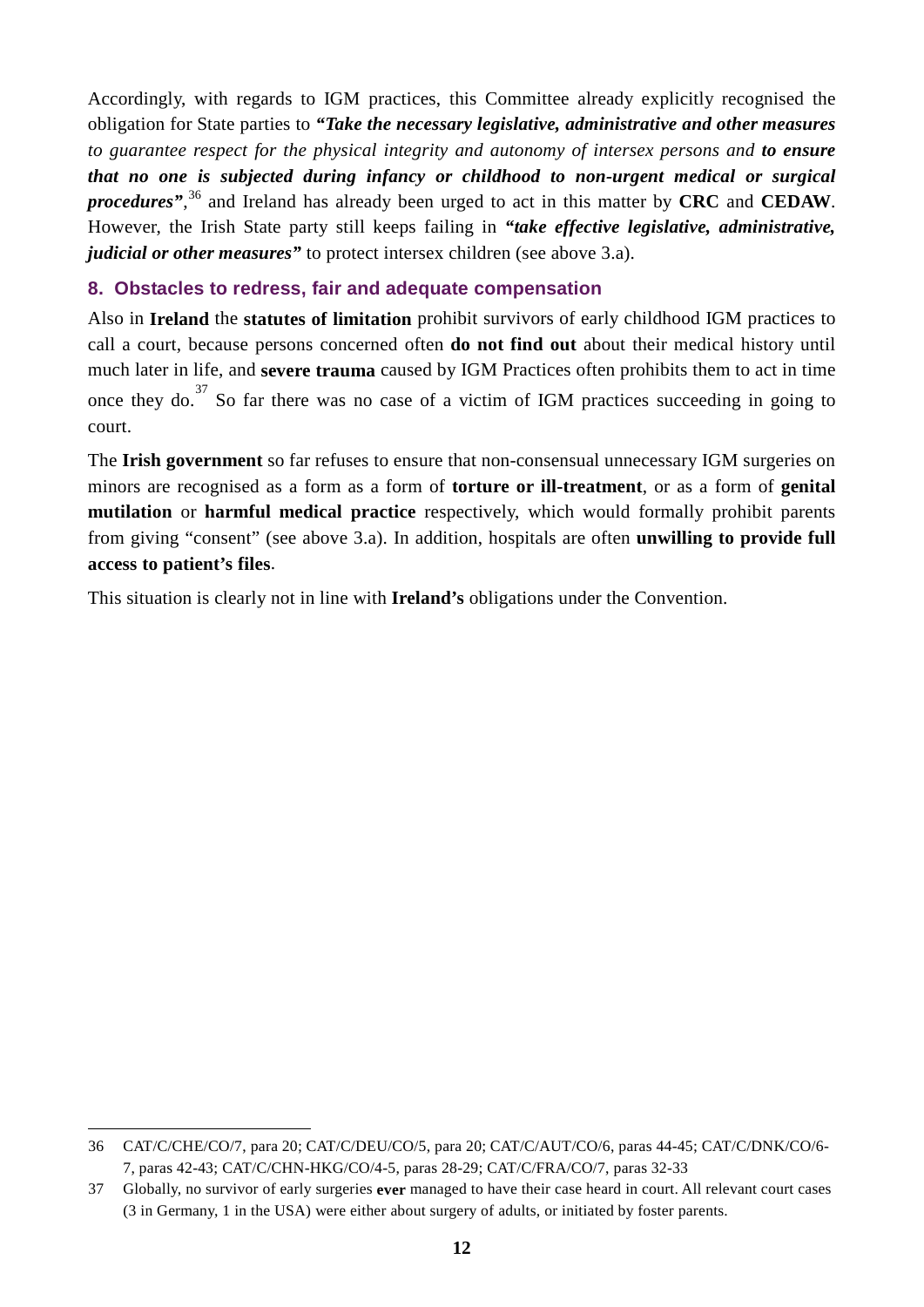Accordingly, with regards to IGM practices, this Committee already explicitly recognised the obligation for State parties to ***"Take the necessary legislative, administrative and other measures*** *to guarantee respect for the physical integrity and autonomy of intersex persons and* ***to ensure that no one is subjected during infancy or childhood to non-urgent medical or surgical procedures"***,[36] and Ireland has already been urged to act in this matter by **CRC** and **CEDAW**. However, the Irish State party still keeps failing in ***"take effective legislative, administrative, judicial or other measures"*** to protect intersex children (see above 3.a).

## 8. Obstacles to redress, fair and adequate compensation

Also in **Ireland** the **statutes of limitation** prohibit survivors of early childhood IGM practices to call a court, because persons concerned often **do not find out** about their medical history until much later in life, and **severe trauma** caused by IGM Practices often prohibits them to act in time once they do.[37] So far there was no case of a victim of IGM practices succeeding in going to court.

The **Irish government** so far refuses to ensure that non-consensual unnecessary IGM surgeries on minors are recognised as a form as a form of **torture or ill-treatment**, or as a form of **genital mutilation** or **harmful medical practice** respectively, which would formally prohibit parents from giving "consent" (see above 3.a). In addition, hospitals are often **unwilling to provide full access to patient's files**.

This situation is clearly not in line with **Ireland's** obligations under the Convention.

---

36 CAT/C/CHE/CO/7, para 20; CAT/C/DEU/CO/5, para 20; CAT/C/AUT/CO/6, paras 44-45; CAT/C/DNK/CO/6-7, paras 42-43; CAT/C/CHN-HKG/CO/4-5, paras 28-29; CAT/C/FRA/CO/7, paras 32-33

37 Globally, no survivor of early surgeries **ever** managed to have their case heard in court. All relevant court cases (3 in Germany, 1 in the USA) were either about surgery of adults, or initiated by foster parents.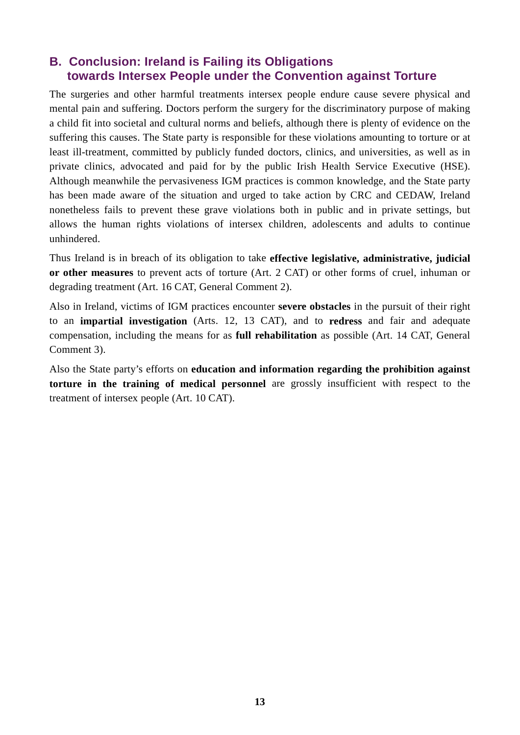## B. Conclusion: Ireland is Failing its Obligations towards Intersex People under the Convention against Torture

The surgeries and other harmful treatments intersex people endure cause severe physical and mental pain and suffering. Doctors perform the surgery for the discriminatory purpose of making a child fit into societal and cultural norms and beliefs, although there is plenty of evidence on the suffering this causes. The State party is responsible for these violations amounting to torture or at least ill-treatment, committed by publicly funded doctors, clinics, and universities, as well as in private clinics, advocated and paid for by the public Irish Health Service Executive (HSE). Although meanwhile the pervasiveness IGM practices is common knowledge, and the State party has been made aware of the situation and urged to take action by CRC and CEDAW, Ireland nonetheless fails to prevent these grave violations both in public and in private settings, but allows the human rights violations of intersex children, adolescents and adults to continue unhindered.

Thus Ireland is in breach of its obligation to take **effective legislative, administrative, judicial or other measures** to prevent acts of torture (Art. 2 CAT) or other forms of cruel, inhuman or degrading treatment (Art. 16 CAT, General Comment 2).

Also in Ireland, victims of IGM practices encounter **severe obstacles** in the pursuit of their right to an **impartial investigation** (Arts. 12, 13 CAT), and to **redress** and fair and adequate compensation, including the means for as **full rehabilitation** as possible (Art. 14 CAT, General Comment 3).

Also the State party's efforts on **education and information regarding the prohibition against torture in the training of medical personnel** are grossly insufficient with respect to the treatment of intersex people (Art. 10 CAT).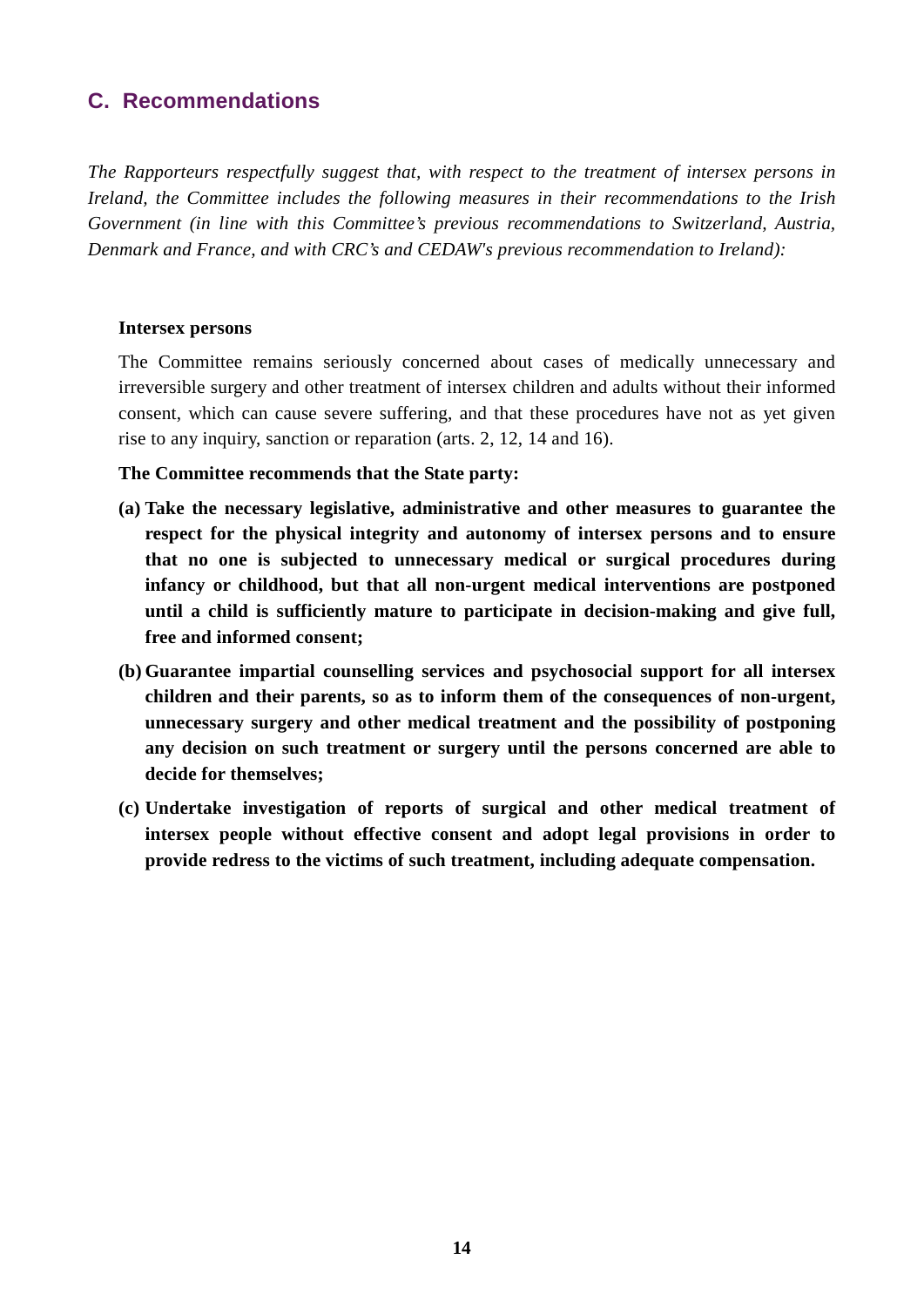## C. Recommendations

*The Rapporteurs respectfully suggest that, with respect to the treatment of intersex persons in Ireland, the Committee includes the following measures in their recommendations to the Irish Government (in line with this Committee's previous recommendations to Switzerland, Austria, Denmark and France, and with CRC's and CEDAW's previous recommendation to Ireland):*

**Intersex persons**

The Committee remains seriously concerned about cases of medically unnecessary and irreversible surgery and other treatment of intersex children and adults without their informed consent, which can cause severe suffering, and that these procedures have not as yet given rise to any inquiry, sanction or reparation (arts. 2, 12, 14 and 16).

**The Committee recommends that the State party:**

**(a) Take the necessary legislative, administrative and other measures to guarantee the respect for the physical integrity and autonomy of intersex persons and to ensure that no one is subjected to unnecessary medical or surgical procedures during infancy or childhood, but that all non-urgent medical interventions are postponed until a child is sufficiently mature to participate in decision-making and give full, free and informed consent;**

**(b) Guarantee impartial counselling services and psychosocial support for all intersex children and their parents, so as to inform them of the consequences of non-urgent, unnecessary surgery and other medical treatment and the possibility of postponing any decision on such treatment or surgery until the persons concerned are able to decide for themselves;**

**(c) Undertake investigation of reports of surgical and other medical treatment of intersex people without effective consent and adopt legal provisions in order to provide redress to the victims of such treatment, including adequate compensation.**